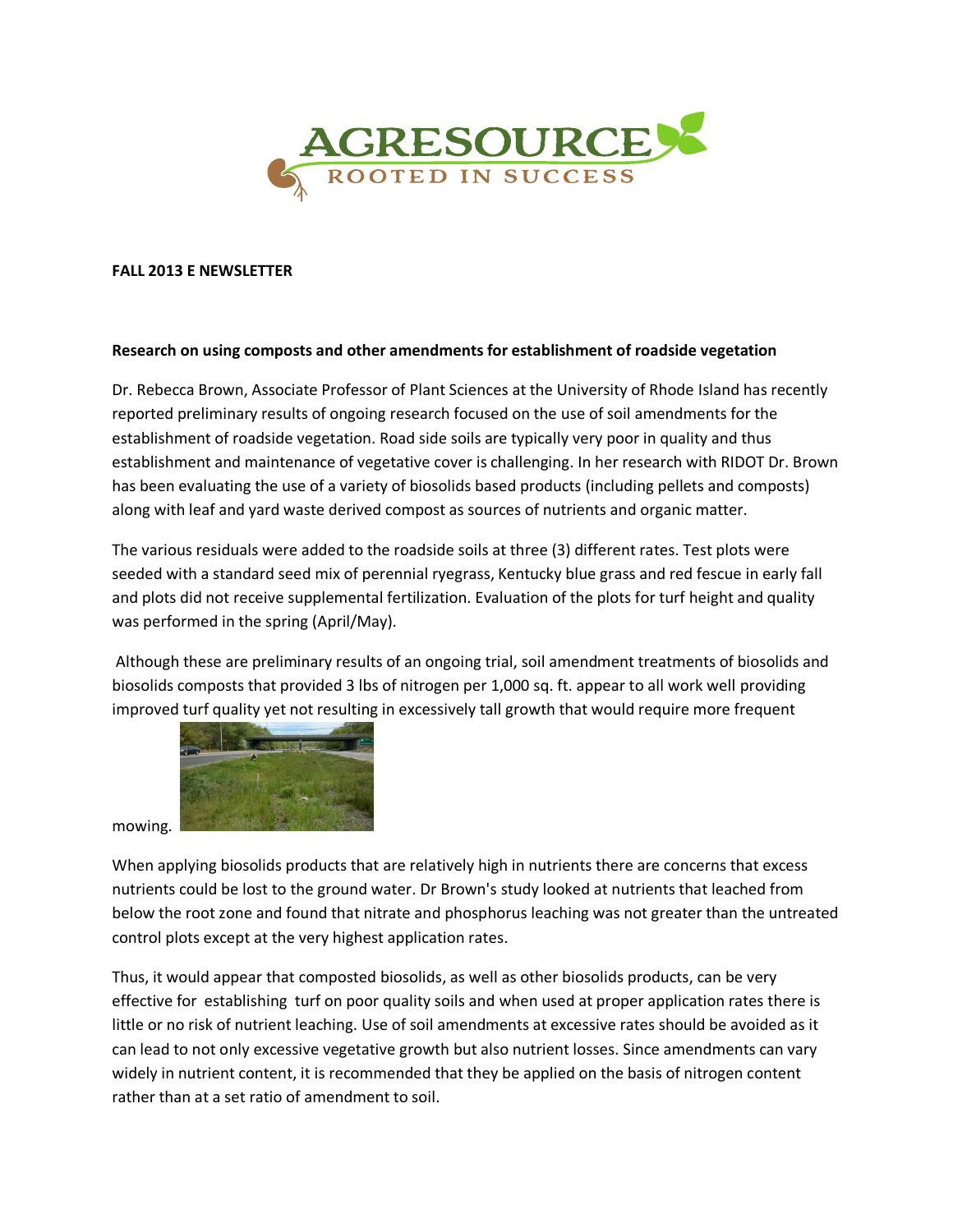**FALL 2013 E NEWSLETTER**

**Research on using composts and other amendments for establishment of roadside vegetation**

Dr. Rebecca Brown, Associate Professor of Plant Sciences at the University of Rhode Island has recently reported preliminary results of ongoing research focused on the use of soil amendments for the establishment of roadside vegetation. Road side soils are typically very poor in quality and thus establishment and maintenance of vegetative cover is challenging. In her research with RIDOT Dr. Brown has been evaluating the use of a variety of biosolids based products (including pellets and composts) along with leaf and yard waste derived compost as sources of nutrients and organic matter.

The various residuals were added to the roadside soils at three (3) different rates. Test plots were seeded with a standard seed mix of perennial ryegrass, Kentucky blue grass and red fescue in early fall and plots did not receive supplemental fertilization. Evaluation of the plots for turf height and quality was performed in the spring (April/May).

Although these are preliminary results of an ongoing trial, soil amendment treatments of biosolids and biosolids composts that provided 3 lbs of nitrogen per 1,000 sq. ft. appear to all work well providing improved turf quality yet not resulting in excessively tall growth that would require more frequent mowing.

When applying biosolids products that are relatively high in nutrients there are concerns that excess nutrients could be lost to the ground water. Dr Brown's study looked at nutrients that leached from below the root zone and found that nitrate and phosphorus leaching was not greater than the untreated control plots except at the very highest application rates.

Thus, it would appear that composted biosolids, as well as other biosolids products, can be very effective for establishing turf on poor quality soils and when used at proper application rates there is little or no risk of nutrient leaching. Use of soil amendments at excessive rates should be avoided as it can lead to not only excessive vegetative growth but also nutrient losses. Since amendments can vary widely in nutrient content, it is recommended that they be applied on the basis of nitrogen content rather than at a set ratio of amendment to soil.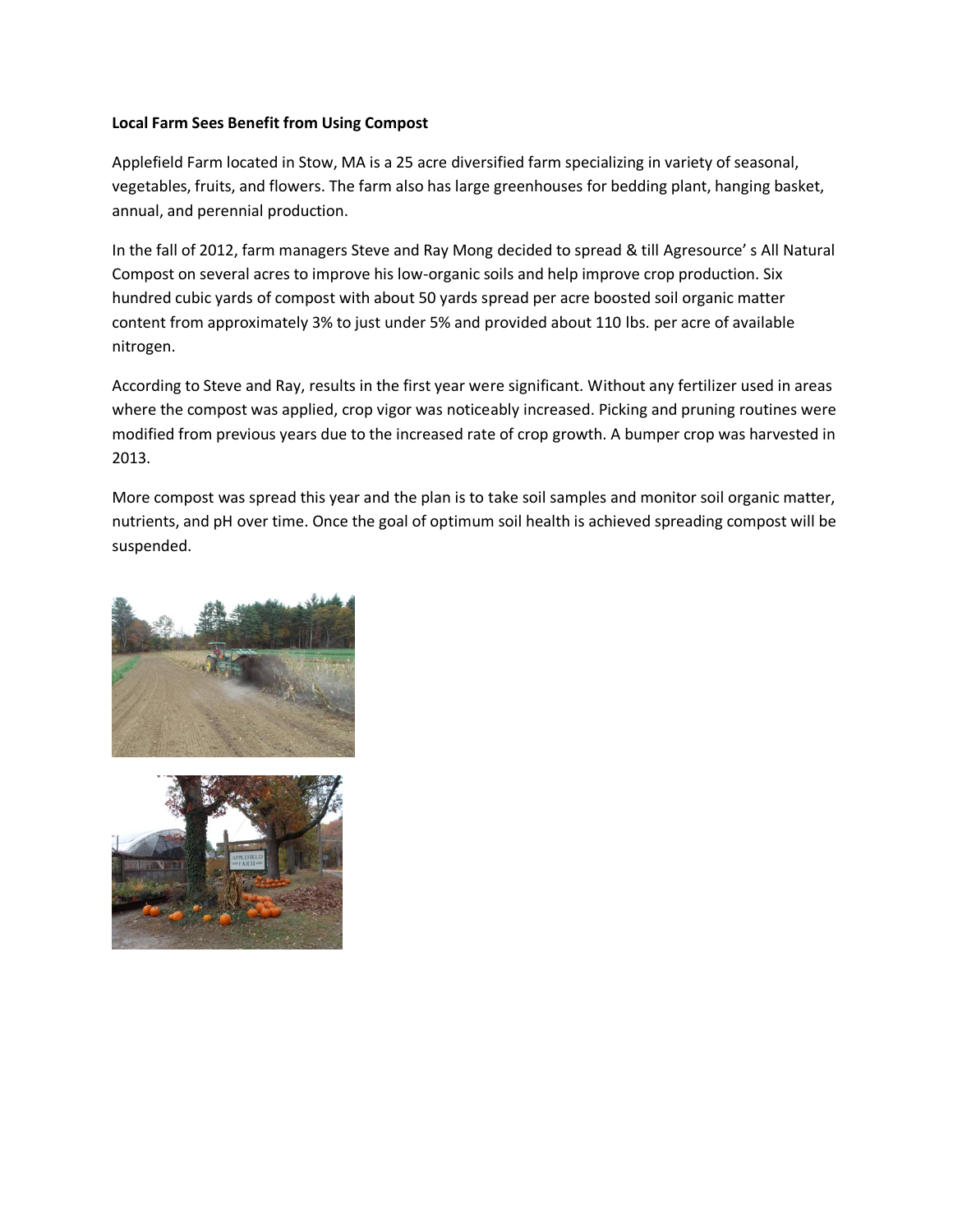**Local Farm Sees Benefit from Using Compost**

Applefield Farm located in Stow, MA is a 25 acre diversified farm specializing in variety of seasonal, vegetables, fruits, and flowers. The farm also has large greenhouses for bedding plant, hanging basket, annual, and perennial production.

In the fall of 2012, farm managers Steve and Ray Mong decided to spread & till Agresource' s All Natural Compost on several acres to improve his low-organic soils and help improve crop production. Six hundred cubic yards of compost with about 50 yards spread per acre boosted soil organic matter content from approximately 3% to just under 5% and provided about 110 lbs. per acre of available nitrogen.

According to Steve and Ray, results in the first year were significant. Without any fertilizer used in areas where the compost was applied, crop vigor was noticeably increased. Picking and pruning routines were modified from previous years due to the increased rate of crop growth. A bumper crop was harvested in 2013.

More compost was spread this year and the plan is to take soil samples and monitor soil organic matter, nutrients, and pH over time. Once the goal of optimum soil health is achieved spreading compost will be suspended.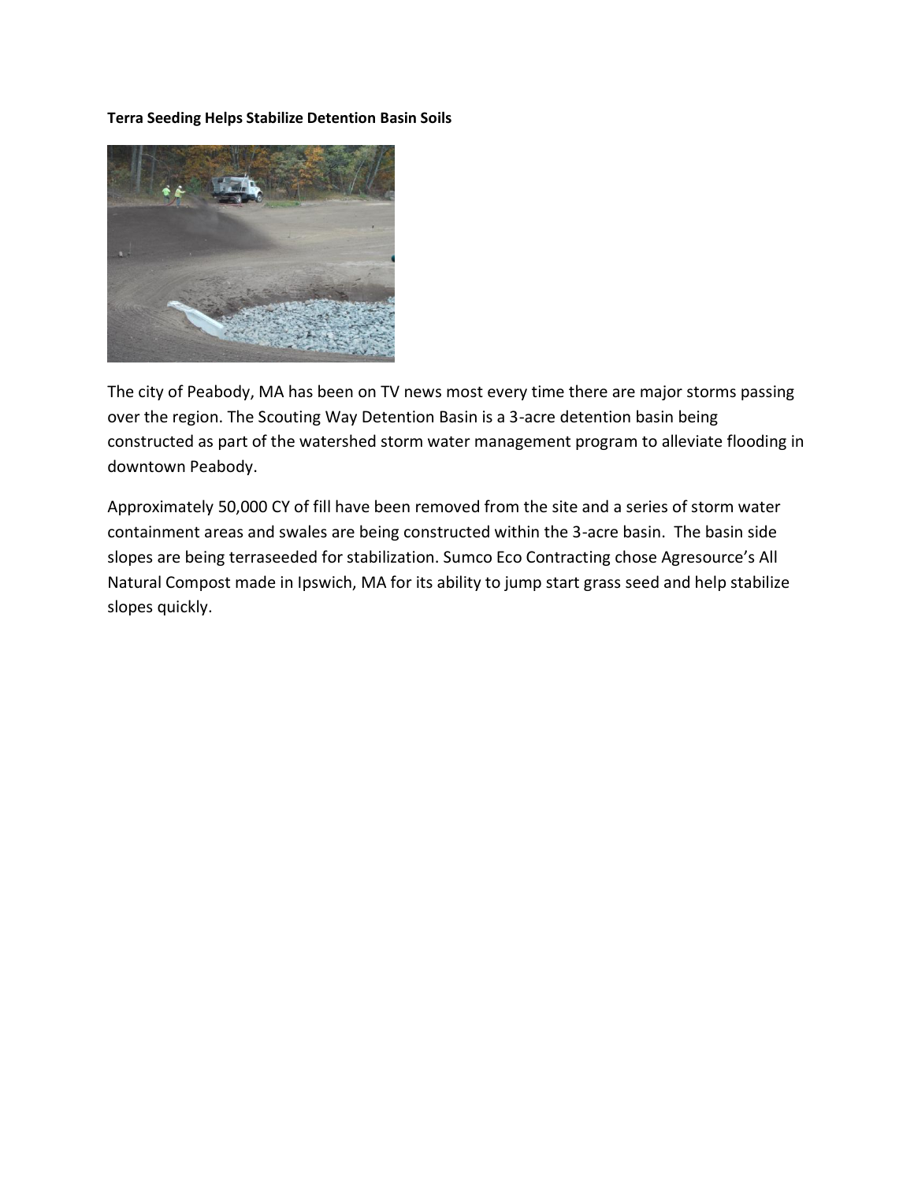**Terra Seeding Helps Stabilize Detention Basin Soils**

The city of Peabody, MA has been on TV news most every time there are major storms passing over the region. The Scouting Way Detention Basin is a 3-acre detention basin being constructed as part of the watershed storm water management program to alleviate flooding in downtown Peabody.

Approximately 50,000 CY of fill have been removed from the site and a series of storm water containment areas and swales are being constructed within the 3-acre basin. The basin side slopes are being terraseeded for stabilization. Sumco Eco Contracting chose Agresource's All Natural Compost made in Ipswich, MA for its ability to jump start grass seed and help stabilize slopes quickly.